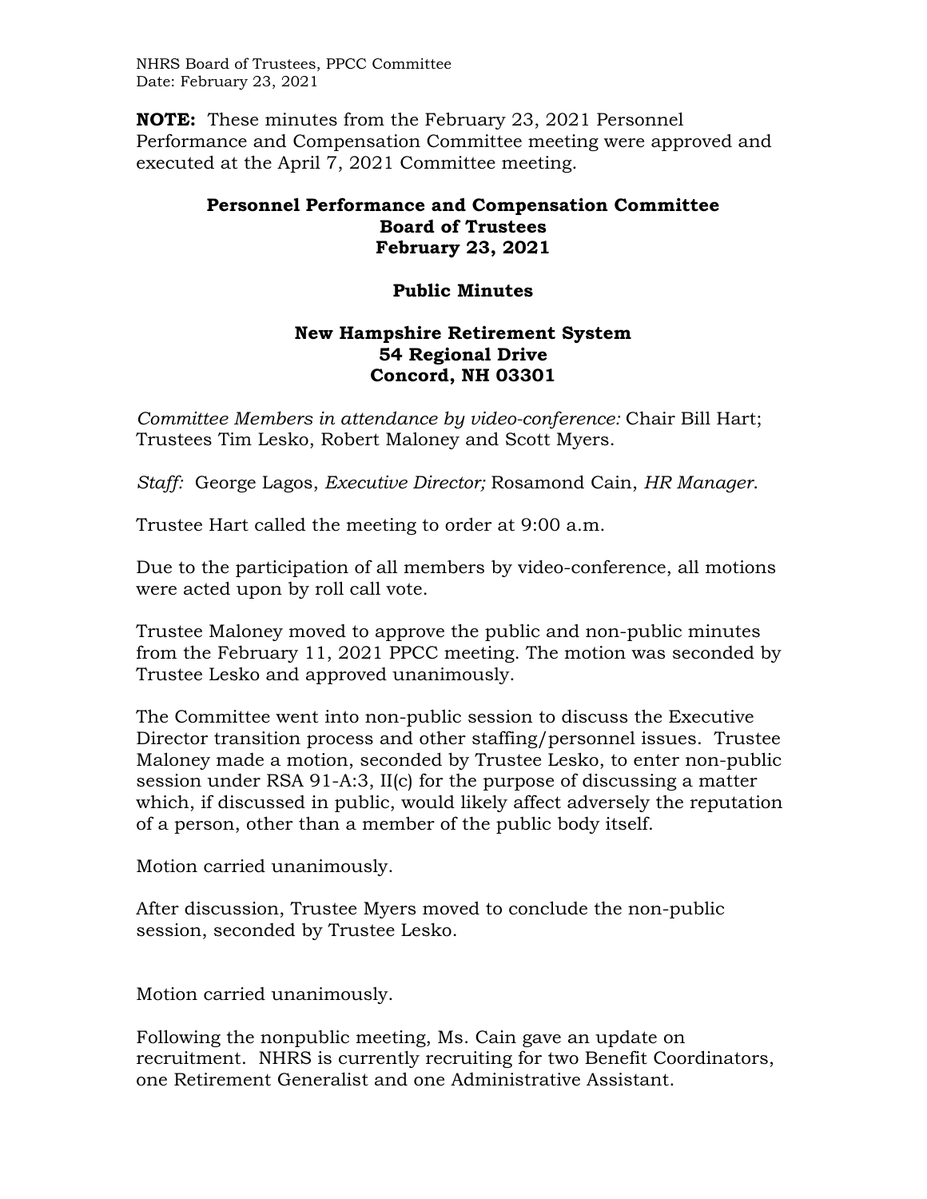**NOTE:** These minutes from the February 23, 2021 Personnel Performance and Compensation Committee meeting were approved and executed at the April 7, 2021 Committee meeting.

# Personnel Performance and Compensation Committee
# Board of Trustees
# February 23, 2021

## Public Minutes

### New Hampshire Retirement System
### 54 Regional Drive
### Concord, NH 03301

*Committee Members in attendance by video-conference:* Chair Bill Hart; Trustees Tim Lesko, Robert Maloney and Scott Myers.

*Staff:* George Lagos, *Executive Director;* Rosamond Cain, *HR Manager*.

Trustee Hart called the meeting to order at 9:00 a.m.

Due to the participation of all members by video-conference, all motions were acted upon by roll call vote.

Trustee Maloney moved to approve the public and non-public minutes from the February 11, 2021 PPCC meeting. The motion was seconded by Trustee Lesko and approved unanimously.

The Committee went into non-public session to discuss the Executive Director transition process and other staffing/personnel issues. Trustee Maloney made a motion, seconded by Trustee Lesko, to enter non-public session under RSA 91-A:3, II(c) for the purpose of discussing a matter which, if discussed in public, would likely affect adversely the reputation of a person, other than a member of the public body itself.

Motion carried unanimously.

After discussion, Trustee Myers moved to conclude the non-public session, seconded by Trustee Lesko.

Motion carried unanimously.

Following the nonpublic meeting, Ms. Cain gave an update on recruitment. NHRS is currently recruiting for two Benefit Coordinators, one Retirement Generalist and one Administrative Assistant.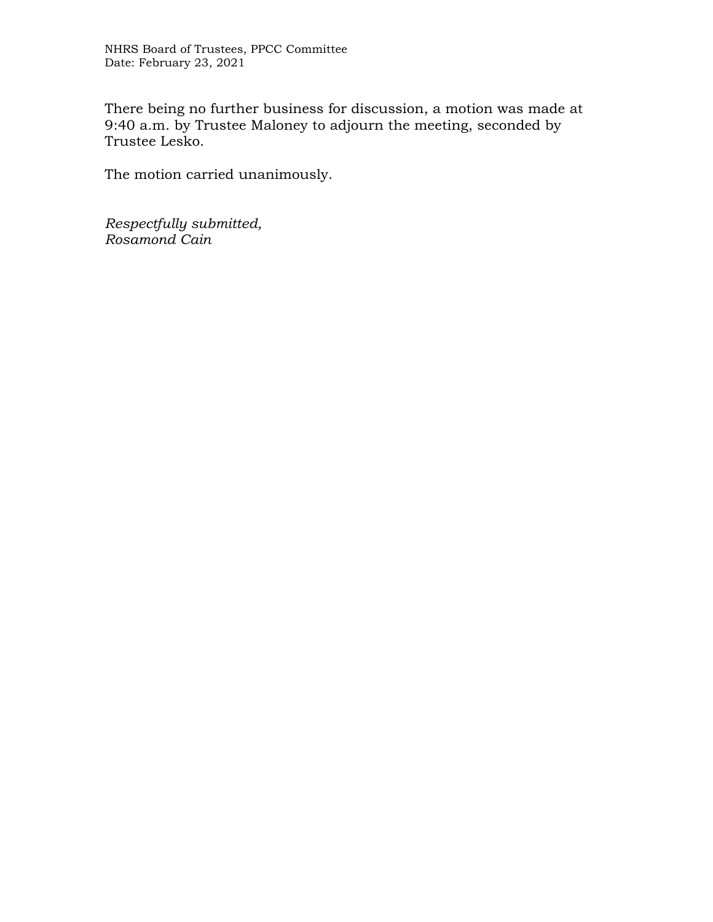There being no further business for discussion, a motion was made at 9:40 a.m. by Trustee Maloney to adjourn the meeting, seconded by Trustee Lesko.

The motion carried unanimously.

*Respectfully submitted,*
*Rosamond Cain*